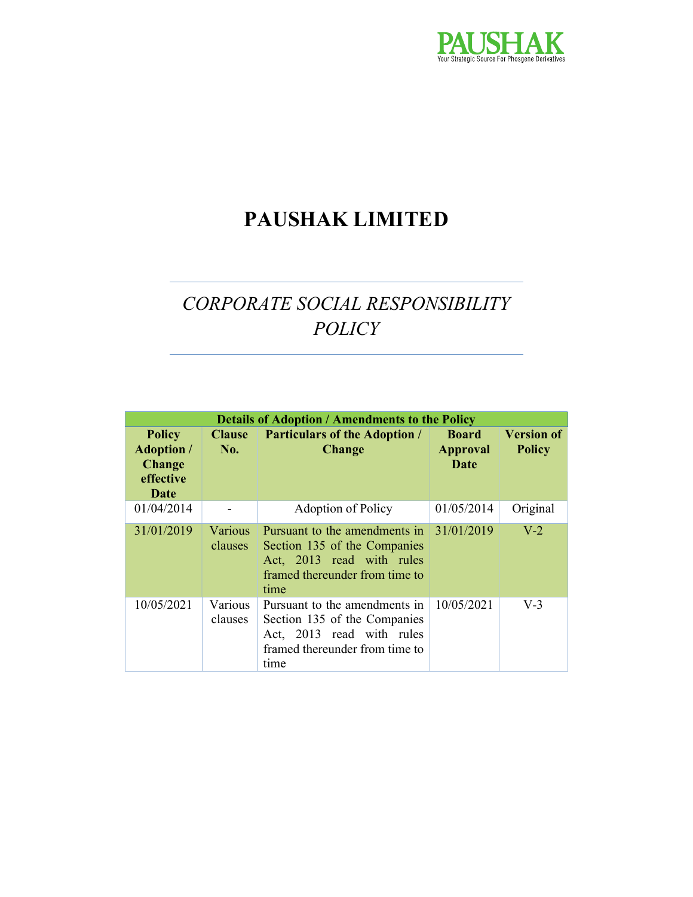# PAUSHAK LIMITED

## *CORPORATE SOCIAL RESPONSIBILITY POLICY*

| **Details of Adoption / Amendments to the Policy** | | | | |
|---|---|---|---|---|
| **Policy Adoption / Change effective Date** | **Clause No.** | **Particulars of the Adoption / Change** | **Board Approval Date** | **Version of Policy** |
| 01/04/2014 | - | Adoption of Policy | 01/05/2014 | Original |
| 31/01/2019 | Various clauses | Pursuant to the amendments in Section 135 of the Companies Act, 2013 read with rules framed thereunder from time to time | 31/01/2019 | V-2 |
| 10/05/2021 | Various clauses | Pursuant to the amendments in Section 135 of the Companies Act, 2013 read with rules framed thereunder from time to time | 10/05/2021 | V-3 |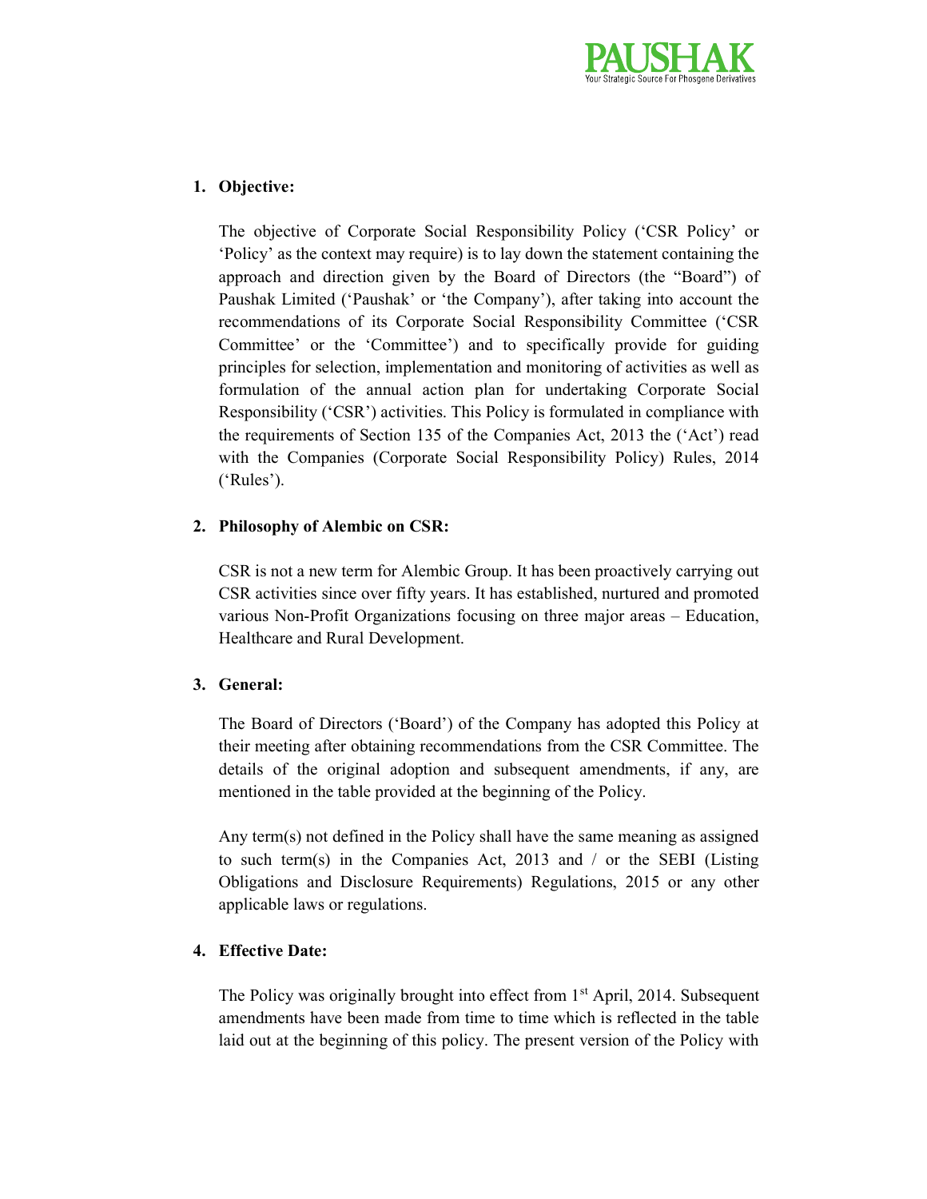1. **Objective:**

   The objective of Corporate Social Responsibility Policy ('CSR Policy' or 'Policy' as the context may require) is to lay down the statement containing the approach and direction given by the Board of Directors (the "Board") of Paushak Limited ('Paushak' or 'the Company'), after taking into account the recommendations of its Corporate Social Responsibility Committee ('CSR Committee' or the 'Committee') and to specifically provide for guiding principles for selection, implementation and monitoring of activities as well as formulation of the annual action plan for undertaking Corporate Social Responsibility ('CSR') activities. This Policy is formulated in compliance with the requirements of Section 135 of the Companies Act, 2013 the ('Act') read with the Companies (Corporate Social Responsibility Policy) Rules, 2014 ('Rules').

2. **Philosophy of Alembic on CSR:**

   CSR is not a new term for Alembic Group. It has been proactively carrying out CSR activities since over fifty years. It has established, nurtured and promoted various Non-Profit Organizations focusing on three major areas – Education, Healthcare and Rural Development.

3. **General:**

   The Board of Directors ('Board') of the Company has adopted this Policy at their meeting after obtaining recommendations from the CSR Committee. The details of the original adoption and subsequent amendments, if any, are mentioned in the table provided at the beginning of the Policy.

   Any term(s) not defined in the Policy shall have the same meaning as assigned to such term(s) in the Companies Act, 2013 and / or the SEBI (Listing Obligations and Disclosure Requirements) Regulations, 2015 or any other applicable laws or regulations.

4. **Effective Date:**

   The Policy was originally brought into effect from 1st April, 2014. Subsequent amendments have been made from time to time which is reflected in the table laid out at the beginning of this policy. The present version of the Policy with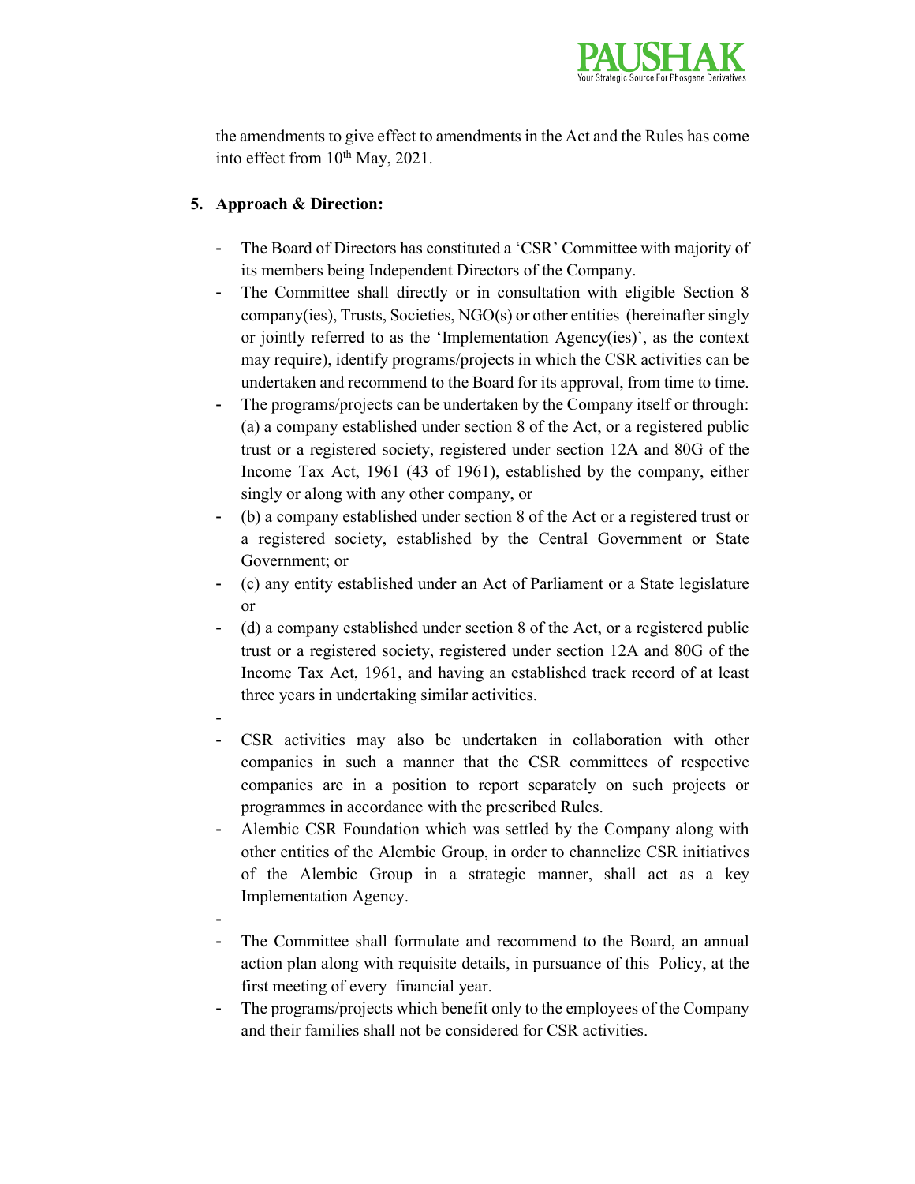the amendments to give effect to amendments in the Act and the Rules has come into effect from 10th May, 2021.

**5. Approach & Direction:**

- The Board of Directors has constituted a 'CSR' Committee with majority of its members being Independent Directors of the Company.
- The Committee shall directly or in consultation with eligible Section 8 company(ies), Trusts, Societies, NGO(s) or other entities (hereinafter singly or jointly referred to as the 'Implementation Agency(ies)', as the context may require), identify programs/projects in which the CSR activities can be undertaken and recommend to the Board for its approval, from time to time.
- The programs/projects can be undertaken by the Company itself or through: (a) a company established under section 8 of the Act, or a registered public trust or a registered society, registered under section 12A and 80G of the Income Tax Act, 1961 (43 of 1961), established by the company, either singly or along with any other company, or
- (b) a company established under section 8 of the Act or a registered trust or a registered society, established by the Central Government or State Government; or
- (c) any entity established under an Act of Parliament or a State legislature or
- (d) a company established under section 8 of the Act, or a registered public trust or a registered society, registered under section 12A and 80G of the Income Tax Act, 1961, and having an established track record of at least three years in undertaking similar activities.
-
- CSR activities may also be undertaken in collaboration with other companies in such a manner that the CSR committees of respective companies are in a position to report separately on such projects or programmes in accordance with the prescribed Rules.
- Alembic CSR Foundation which was settled by the Company along with other entities of the Alembic Group, in order to channelize CSR initiatives of the Alembic Group in a strategic manner, shall act as a key Implementation Agency.
-
- The Committee shall formulate and recommend to the Board, an annual action plan along with requisite details, in pursuance of this Policy, at the first meeting of every financial year.
- The programs/projects which benefit only to the employees of the Company and their families shall not be considered for CSR activities.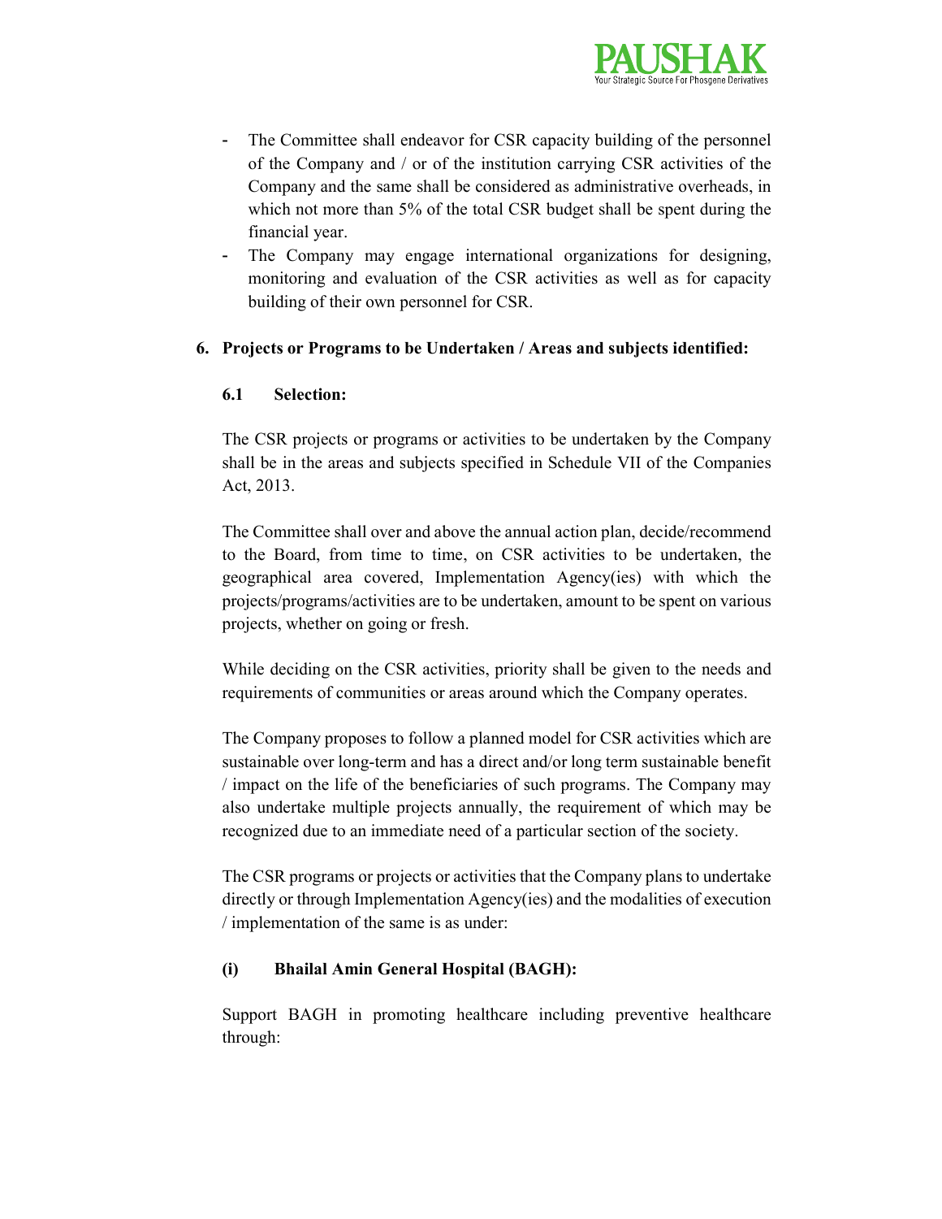- The Committee shall endeavor for CSR capacity building of the personnel of the Company and / or of the institution carrying CSR activities of the Company and the same shall be considered as administrative overheads, in which not more than 5% of the total CSR budget shall be spent during the financial year.
- The Company may engage international organizations for designing, monitoring and evaluation of the CSR activities as well as for capacity building of their own personnel for CSR.

## 6. Projects or Programs to be Undertaken / Areas and subjects identified:

### 6.1 Selection:

The CSR projects or programs or activities to be undertaken by the Company shall be in the areas and subjects specified in Schedule VII of the Companies Act, 2013.

The Committee shall over and above the annual action plan, decide/recommend to the Board, from time to time, on CSR activities to be undertaken, the geographical area covered, Implementation Agency(ies) with which the projects/programs/activities are to be undertaken, amount to be spent on various projects, whether on going or fresh.

While deciding on the CSR activities, priority shall be given to the needs and requirements of communities or areas around which the Company operates.

The Company proposes to follow a planned model for CSR activities which are sustainable over long-term and has a direct and/or long term sustainable benefit / impact on the life of the beneficiaries of such programs. The Company may also undertake multiple projects annually, the requirement of which may be recognized due to an immediate need of a particular section of the society.

The CSR programs or projects or activities that the Company plans to undertake directly or through Implementation Agency(ies) and the modalities of execution / implementation of the same is as under:

**(i) Bhailal Amin General Hospital (BAGH):**

Support BAGH in promoting healthcare including preventive healthcare through: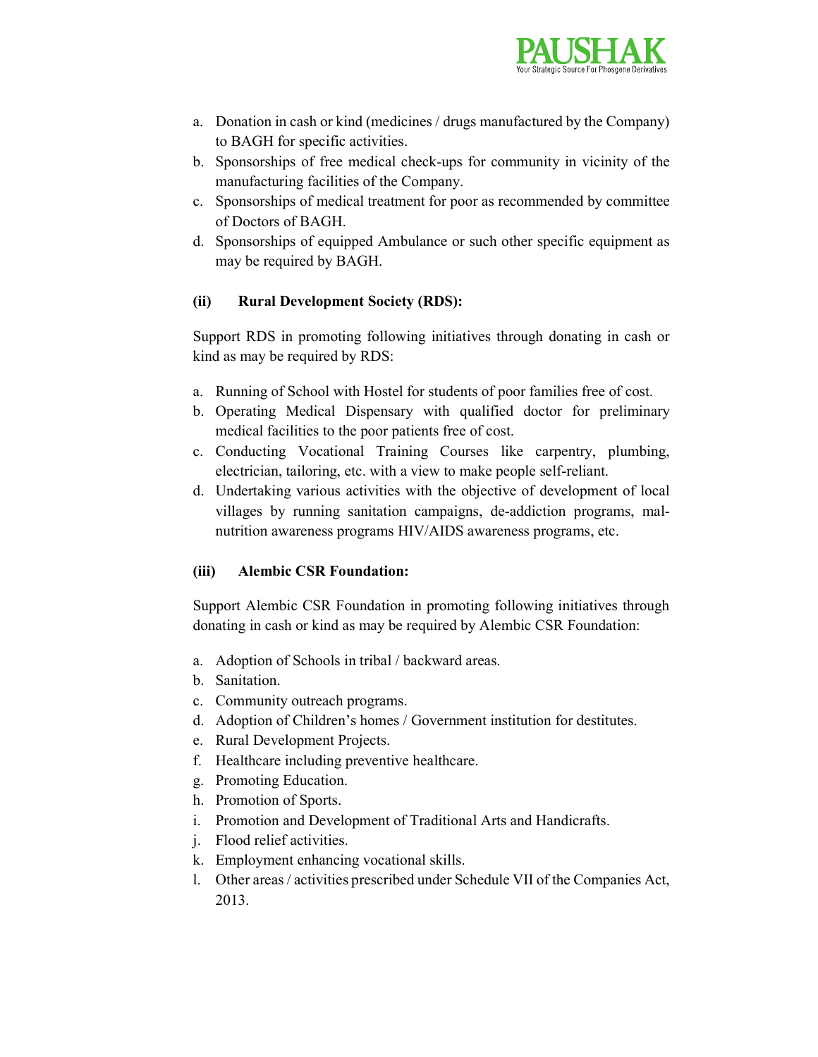a. Donation in cash or kind (medicines / drugs manufactured by the Company) to BAGH for specific activities.
b. Sponsorships of free medical check-ups for community in vicinity of the manufacturing facilities of the Company.
c. Sponsorships of medical treatment for poor as recommended by committee of Doctors of BAGH.
d. Sponsorships of equipped Ambulance or such other specific equipment as may be required by BAGH.

**(ii) Rural Development Society (RDS):**

Support RDS in promoting following initiatives through donating in cash or kind as may be required by RDS:

a. Running of School with Hostel for students of poor families free of cost.
b. Operating Medical Dispensary with qualified doctor for preliminary medical facilities to the poor patients free of cost.
c. Conducting Vocational Training Courses like carpentry, plumbing, electrician, tailoring, etc. with a view to make people self-reliant.
d. Undertaking various activities with the objective of development of local villages by running sanitation campaigns, de-addiction programs, mal-nutrition awareness programs HIV/AIDS awareness programs, etc.

**(iii) Alembic CSR Foundation:**

Support Alembic CSR Foundation in promoting following initiatives through donating in cash or kind as may be required by Alembic CSR Foundation:

a. Adoption of Schools in tribal / backward areas.
b. Sanitation.
c. Community outreach programs.
d. Adoption of Children's homes / Government institution for destitutes.
e. Rural Development Projects.
f. Healthcare including preventive healthcare.
g. Promoting Education.
h. Promotion of Sports.
i. Promotion and Development of Traditional Arts and Handicrafts.
j. Flood relief activities.
k. Employment enhancing vocational skills.
l. Other areas / activities prescribed under Schedule VII of the Companies Act, 2013.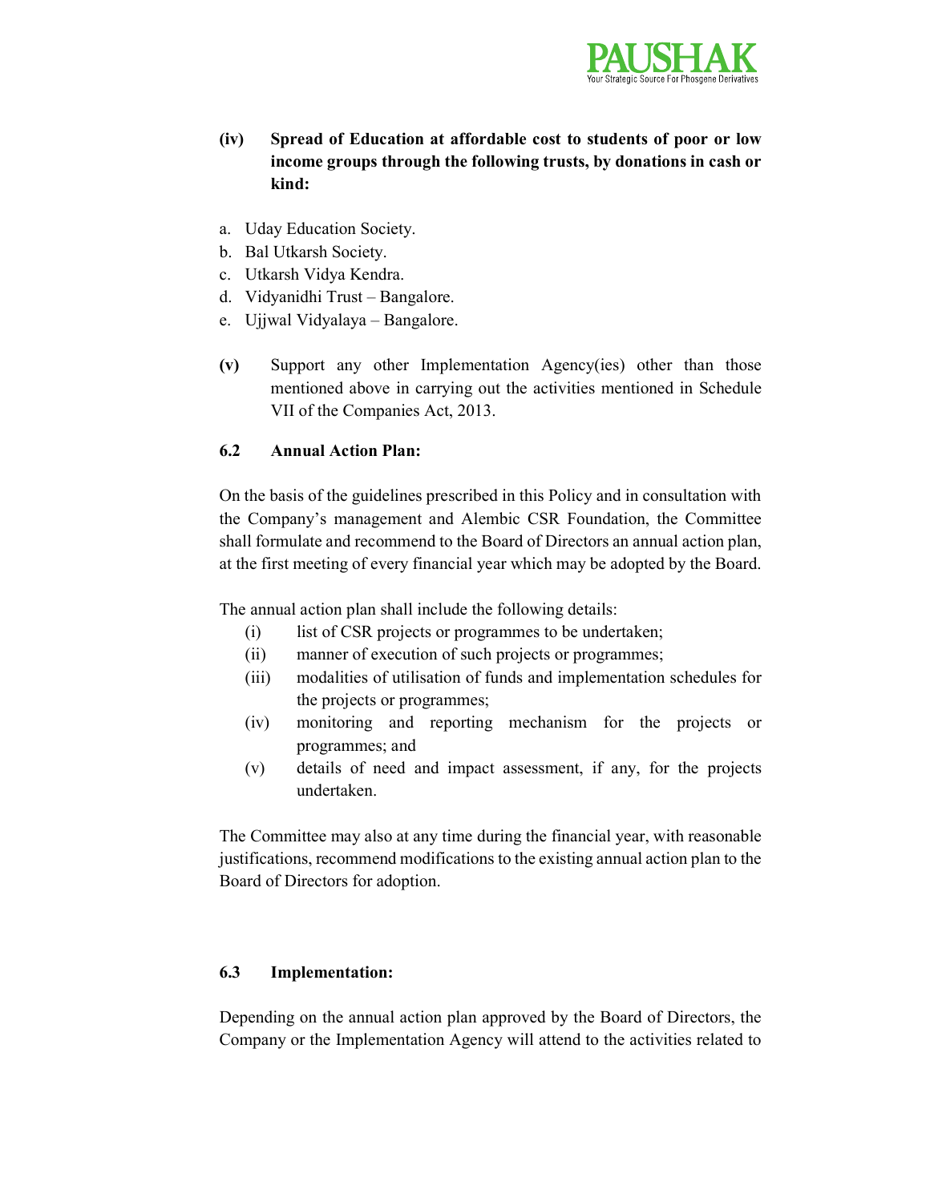**(iv) Spread of Education at affordable cost to students of poor or low income groups through the following trusts, by donations in cash or kind:**

a. Uday Education Society.
b. Bal Utkarsh Society.
c. Utkarsh Vidya Kendra.
d. Vidyanidhi Trust – Bangalore.
e. Ujjwal Vidyalaya – Bangalore.

**(v)** Support any other Implementation Agency(ies) other than those mentioned above in carrying out the activities mentioned in Schedule VII of the Companies Act, 2013.

### 6.2 Annual Action Plan:

On the basis of the guidelines prescribed in this Policy and in consultation with the Company's management and Alembic CSR Foundation, the Committee shall formulate and recommend to the Board of Directors an annual action plan, at the first meeting of every financial year which may be adopted by the Board.

The annual action plan shall include the following details:

(i) list of CSR projects or programmes to be undertaken;
(ii) manner of execution of such projects or programmes;
(iii) modalities of utilisation of funds and implementation schedules for the projects or programmes;
(iv) monitoring and reporting mechanism for the projects or programmes; and
(v) details of need and impact assessment, if any, for the projects undertaken.

The Committee may also at any time during the financial year, with reasonable justifications, recommend modifications to the existing annual action plan to the Board of Directors for adoption.

### 6.3 Implementation:

Depending on the annual action plan approved by the Board of Directors, the Company or the Implementation Agency will attend to the activities related to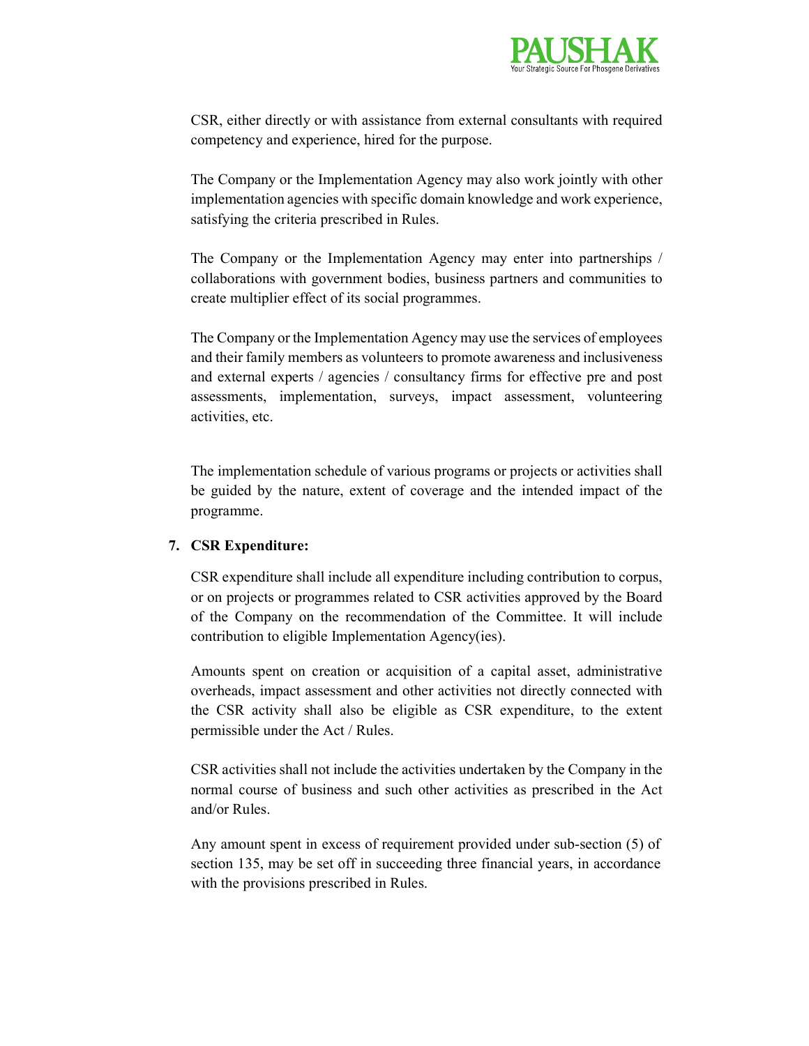CSR, either directly or with assistance from external consultants with required competency and experience, hired for the purpose.

The Company or the Implementation Agency may also work jointly with other implementation agencies with specific domain knowledge and work experience, satisfying the criteria prescribed in Rules.

The Company or the Implementation Agency may enter into partnerships / collaborations with government bodies, business partners and communities to create multiplier effect of its social programmes.

The Company or the Implementation Agency may use the services of employees and their family members as volunteers to promote awareness and inclusiveness and external experts / agencies / consultancy firms for effective pre and post assessments, implementation, surveys, impact assessment, volunteering activities, etc.

The implementation schedule of various programs or projects or activities shall be guided by the nature, extent of coverage and the intended impact of the programme.

**7. CSR Expenditure:**

CSR expenditure shall include all expenditure including contribution to corpus, or on projects or programmes related to CSR activities approved by the Board of the Company on the recommendation of the Committee. It will include contribution to eligible Implementation Agency(ies).

Amounts spent on creation or acquisition of a capital asset, administrative overheads, impact assessment and other activities not directly connected with the CSR activity shall also be eligible as CSR expenditure, to the extent permissible under the Act / Rules.

CSR activities shall not include the activities undertaken by the Company in the normal course of business and such other activities as prescribed in the Act and/or Rules.

Any amount spent in excess of requirement provided under sub-section (5) of section 135, may be set off in succeeding three financial years, in accordance with the provisions prescribed in Rules.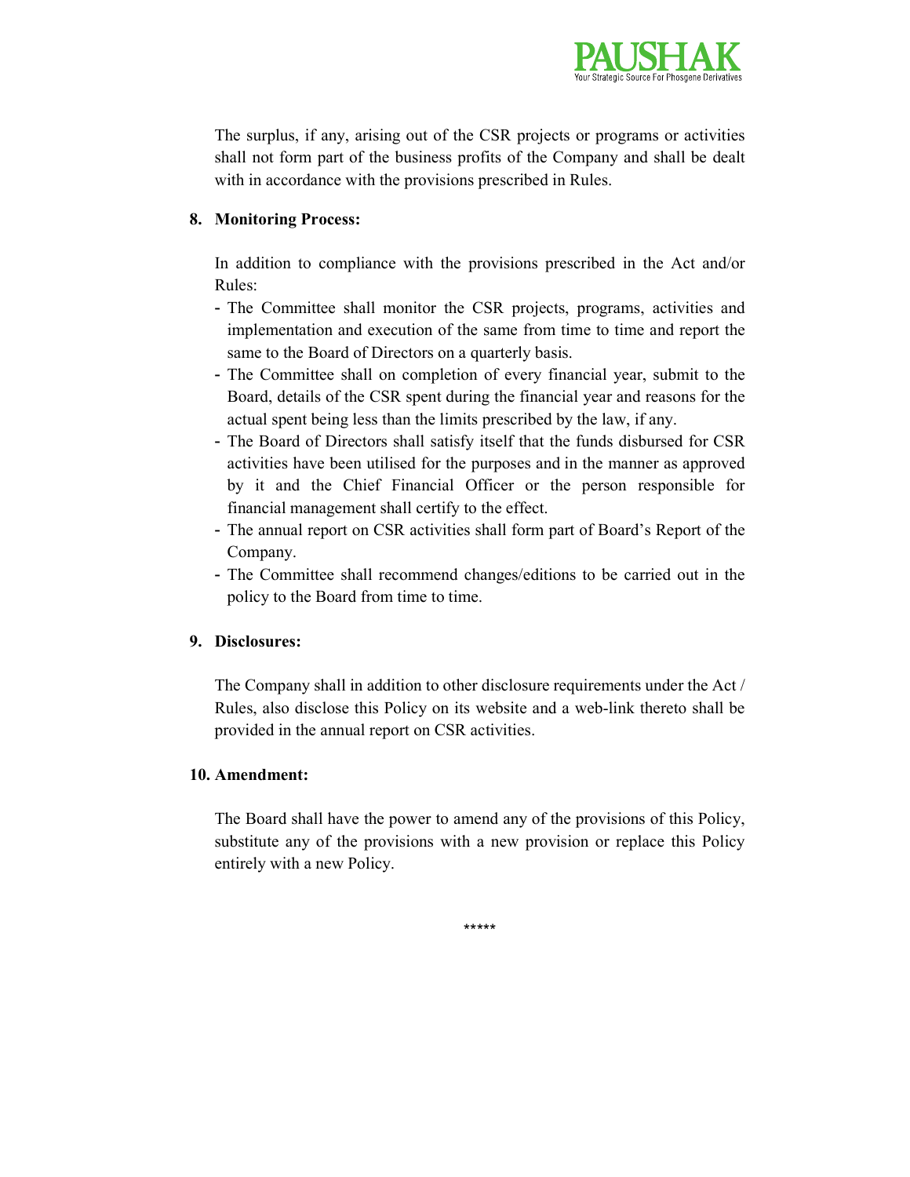The surplus, if any, arising out of the CSR projects or programs or activities shall not form part of the business profits of the Company and shall be dealt with in accordance with the provisions prescribed in Rules.

## 8. Monitoring Process:

In addition to compliance with the provisions prescribed in the Act and/or Rules:

- The Committee shall monitor the CSR projects, programs, activities and implementation and execution of the same from time to time and report the same to the Board of Directors on a quarterly basis.
- The Committee shall on completion of every financial year, submit to the Board, details of the CSR spent during the financial year and reasons for the actual spent being less than the limits prescribed by the law, if any.
- The Board of Directors shall satisfy itself that the funds disbursed for CSR activities have been utilised for the purposes and in the manner as approved by it and the Chief Financial Officer or the person responsible for financial management shall certify to the effect.
- The annual report on CSR activities shall form part of Board's Report of the Company.
- The Committee shall recommend changes/editions to be carried out in the policy to the Board from time to time.

## 9. Disclosures:

The Company shall in addition to other disclosure requirements under the Act / Rules, also disclose this Policy on its website and a web-link thereto shall be provided in the annual report on CSR activities.

## 10. Amendment:

The Board shall have the power to amend any of the provisions of this Policy, substitute any of the provisions with a new provision or replace this Policy entirely with a new Policy.

*****